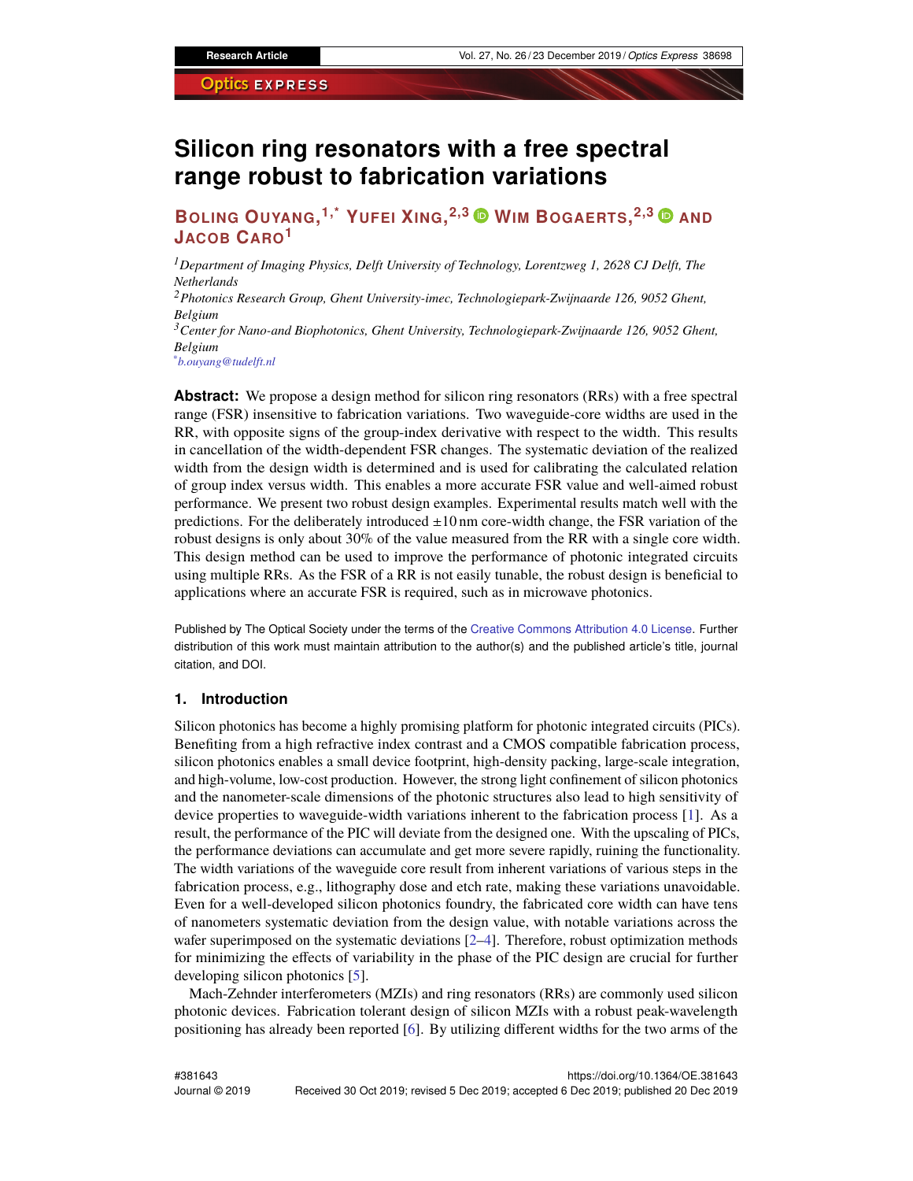# Silicon ring resonators with a free spectral range robust to fabrication variations

**BOLING OUYANG,[1,*] YUFEI XING,[2,3] WIM BOGAERTS,[2,3] AND JACOB CARO[1]**

[1] *Department of Imaging Physics, Delft University of Technology, Lorentzweg 1, 2628 CJ Delft, The Netherlands*
[2] *Photonics Research Group, Ghent University-imec, Technologiepark-Zwijnaarde 126, 9052 Ghent, Belgium*
[3] *Center for Nano-and Biophotonics, Ghent University, Technologiepark-Zwijnaarde 126, 9052 Ghent, Belgium*
[*] *b.ouyang@tudelft.nl*

**Abstract:** We propose a design method for silicon ring resonators (RRs) with a free spectral range (FSR) insensitive to fabrication variations. Two waveguide-core widths are used in the RR, with opposite signs of the group-index derivative with respect to the width. This results in cancellation of the width-dependent FSR changes. The systematic deviation of the realized width from the design width is determined and is used for calibrating the calculated relation of group index versus width. This enables a more accurate FSR value and well-aimed robust performance. We present two robust design examples. Experimental results match well with the predictions. For the deliberately introduced $\pm 10$ nm core-width change, the FSR variation of the robust designs is only about 30% of the value measured from the RR with a single core width. This design method can be used to improve the performance of photonic integrated circuits using multiple RRs. As the FSR of a RR is not easily tunable, the robust design is beneficial to applications where an accurate FSR is required, such as in microwave photonics.

Published by The Optical Society under the terms of the Creative Commons Attribution 4.0 License. Further distribution of this work must maintain attribution to the author(s) and the published article's title, journal citation, and DOI.

## 1. Introduction

Silicon photonics has become a highly promising platform for photonic integrated circuits (PICs). Benefiting from a high refractive index contrast and a CMOS compatible fabrication process, silicon photonics enables a small device footprint, high-density packing, large-scale integration, and high-volume, low-cost production. However, the strong light confinement of silicon photonics and the nanometer-scale dimensions of the photonic structures also lead to high sensitivity of device properties to waveguide-width variations inherent to the fabrication process [1]. As a result, the performance of the PIC will deviate from the designed one. With the upscaling of PICs, the performance deviations can accumulate and get more severe rapidly, ruining the functionality. The width variations of the waveguide core result from inherent variations of various steps in the fabrication process, e.g., lithography dose and etch rate, making these variations unavoidable. Even for a well-developed silicon photonics foundry, the fabricated core width can have tens of nanometers systematic deviation from the design value, with notable variations across the wafer superimposed on the systematic deviations [2–4]. Therefore, robust optimization methods for minimizing the effects of variability in the phase of the PIC design are crucial for further developing silicon photonics [5].

Mach-Zehnder interferometers (MZIs) and ring resonators (RRs) are commonly used silicon photonic devices. Fabrication tolerant design of silicon MZIs with a robust peak-wavelength positioning has already been reported [6]. By utilizing different widths for the two arms of the

#381643
Journal © 2019
https://doi.org/10.1364/OE.381643
Received 30 Oct 2019; revised 5 Dec 2019; accepted 6 Dec 2019; published 20 Dec 2019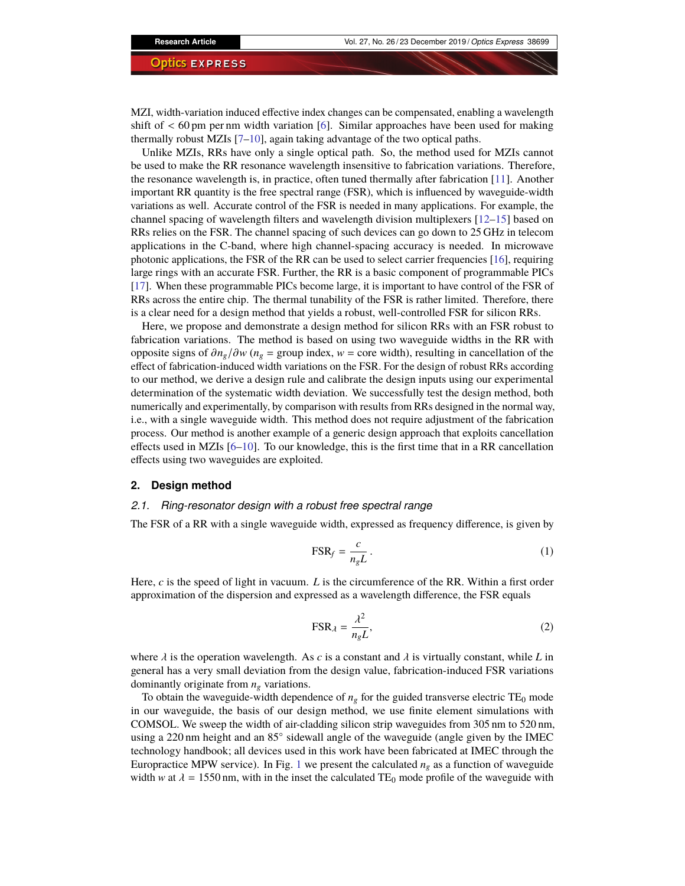MZI, width-variation induced effective index changes can be compensated, enabling a wavelength shift of < 60 pm per nm width variation [6]. Similar approaches have been used for making thermally robust MZIs [7–10], again taking advantage of the two optical paths.

Unlike MZIs, RRs have only a single optical path. So, the method used for MZIs cannot be used to make the RR resonance wavelength insensitive to fabrication variations. Therefore, the resonance wavelength is, in practice, often tuned thermally after fabrication [11]. Another important RR quantity is the free spectral range (FSR), which is influenced by waveguide-width variations as well. Accurate control of the FSR is needed in many applications. For example, the channel spacing of wavelength filters and wavelength division multiplexers [12–15] based on RRs relies on the FSR. The channel spacing of such devices can go down to 25 GHz in telecom applications in the C-band, where high channel-spacing accuracy is needed. In microwave photonic applications, the FSR of the RR can be used to select carrier frequencies [16], requiring large rings with an accurate FSR. Further, the RR is a basic component of programmable PICs [17]. When these programmable PICs become large, it is important to have control of the FSR of RRs across the entire chip. The thermal tunability of the FSR is rather limited. Therefore, there is a clear need for a design method that yields a robust, well-controlled FSR for silicon RRs.

Here, we propose and demonstrate a design method for silicon RRs with an FSR robust to fabrication variations. The method is based on using two waveguide widths in the RR with opposite signs of $\partial n_g/\partial w$ ($n_g$ = group index, $w$ = core width), resulting in cancellation of the effect of fabrication-induced width variations on the FSR. For the design of robust RRs according to our method, we derive a design rule and calibrate the design inputs using our experimental determination of the systematic width deviation. We successfully test the design method, both numerically and experimentally, by comparison with results from RRs designed in the normal way, i.e., with a single waveguide width. This method does not require adjustment of the fabrication process. Our method is another example of a generic design approach that exploits cancellation effects used in MZIs [6–10]. To our knowledge, this is the first time that in a RR cancellation effects using two waveguides are exploited.

## 2. Design method

### 2.1. Ring-resonator design with a robust free spectral range

The FSR of a RR with a single waveguide width, expressed as frequency difference, is given by

$$\text{FSR}_f = \frac{c}{n_g L}. \tag{1}$$

Here, $c$ is the speed of light in vacuum. $L$ is the circumference of the RR. Within a first order approximation of the dispersion and expressed as a wavelength difference, the FSR equals

$$\text{FSR}_\lambda = \frac{\lambda^2}{n_g L}, \tag{2}$$

where $\lambda$ is the operation wavelength. As $c$ is a constant and $\lambda$ is virtually constant, while $L$ in general has a very small deviation from the design value, fabrication-induced FSR variations dominantly originate from $n_g$ variations.

To obtain the waveguide-width dependence of $n_g$ for the guided transverse electric $\text{TE}_0$ mode in our waveguide, the basis of our design method, we use finite element simulations with COMSOL. We sweep the width of air-cladding silicon strip waveguides from 305 nm to 520 nm, using a 220 nm height and an 85° sidewall angle of the waveguide (angle given by the IMEC technology handbook; all devices used in this work have been fabricated at IMEC through the Europractice MPW service). In Fig. 1 we present the calculated $n_g$ as a function of waveguide width $w$ at $\lambda$ = 1550 nm, with in the inset the calculated $\text{TE}_0$ mode profile of the waveguide with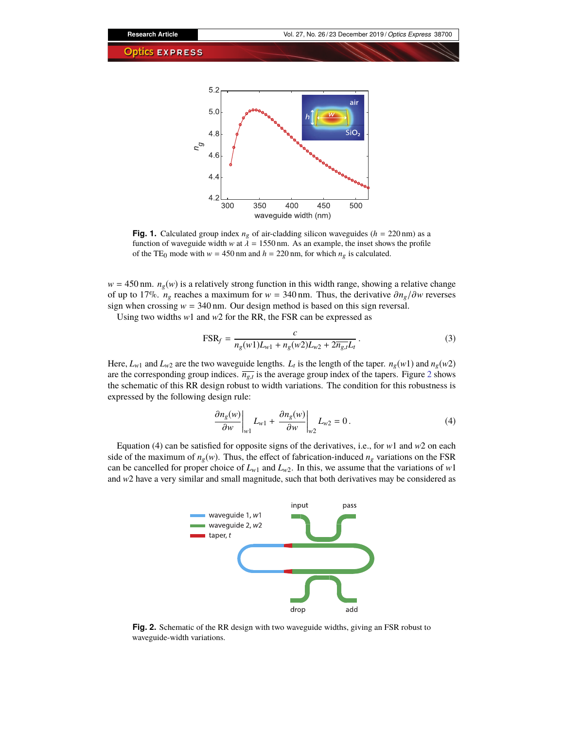**Fig. 1.** Calculated group index $n_g$ of air-cladding silicon waveguides ($h$ = 220 nm) as a function of waveguide width $w$ at $\lambda$ = 1550 nm. As an example, the inset shows the profile of the $TE_0$ mode with $w$ = 450 nm and $h$ = 220 nm, for which $n_g$ is calculated.

$w$ = 450 nm. $n_g(w)$ is a relatively strong function in this width range, showing a relative change of up to 17%. $n_g$ reaches a maximum for $w$ = 340 nm. Thus, the derivative $\partial n_g/\partial w$ reverses sign when crossing $w$ = 340 nm. Our design method is based on this sign reversal.

Using two widths $w1$ and $w2$ for the RR, the FSR can be expressed as

$$\mathrm{FSR}_f = \frac{c}{n_g(w1)L_{w1} + n_g(w2)L_{w2} + 2\overline{n_{g,t}}L_t} \,. \tag{3}$$

Here, $L_{w1}$ and $L_{w2}$ are the two waveguide lengths. $L_t$ is the length of the taper. $n_g(w1)$ and $n_g(w2)$ are the corresponding group indices. $\overline{n_{g,t}}$ is the average group index of the tapers. Figure 2 shows the schematic of this RR design robust to width variations. The condition for this robustness is expressed by the following design rule:

$$\left.\frac{\partial n_g(w)}{\partial w}\right|_{w1} L_{w1} + \left.\frac{\partial n_g(w)}{\partial w}\right|_{w2} L_{w2} = 0 \,. \tag{4}$$

Equation (4) can be satisfied for opposite signs of the derivatives, i.e., for $w1$ and $w2$ on each side of the maximum of $n_g(w)$. Thus, the effect of fabrication-induced $n_g$ variations on the FSR can be cancelled for proper choice of $L_{w1}$ and $L_{w2}$. In this, we assume that the variations of $w1$ and $w2$ have a very similar and small magnitude, such that both derivatives may be considered as

**Fig. 2.** Schematic of the RR design with two waveguide widths, giving an FSR robust to waveguide-width variations.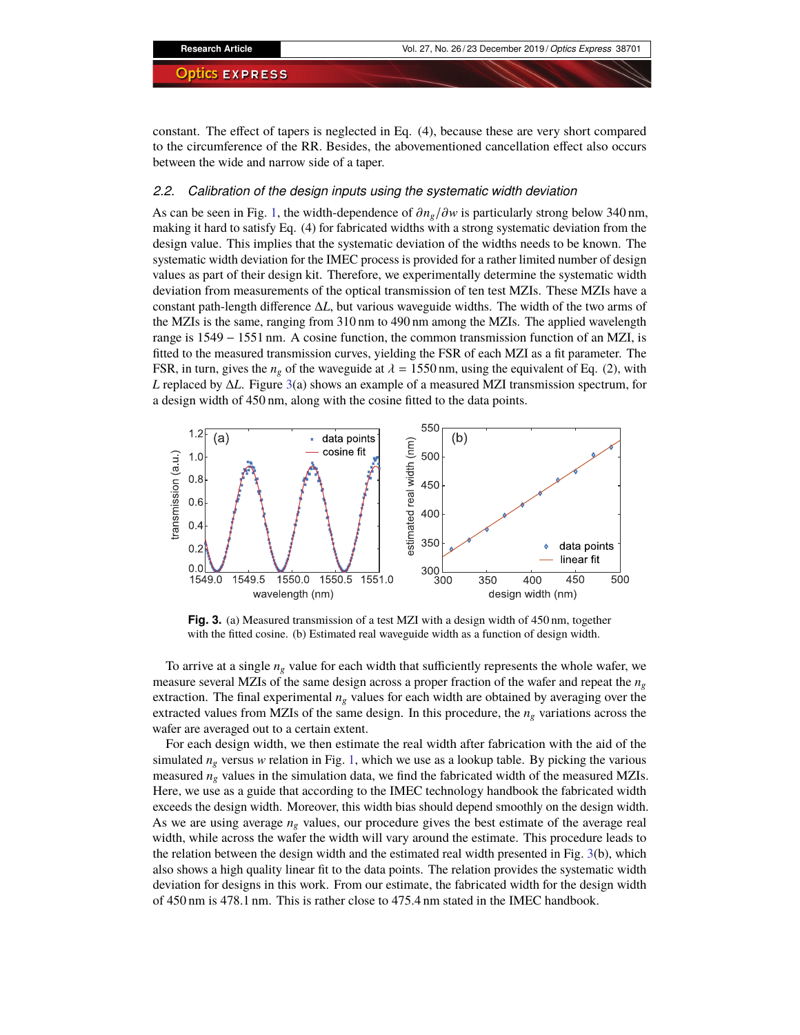constant. The effect of tapers is neglected in Eq. (4), because these are very short compared to the circumference of the RR. Besides, the abovementioned cancellation effect also occurs between the wide and narrow side of a taper.

### 2.2. Calibration of the design inputs using the systematic width deviation

As can be seen in Fig. 1, the width-dependence of $\partial n_g/\partial w$ is particularly strong below 340 nm, making it hard to satisfy Eq. (4) for fabricated widths with a strong systematic deviation from the design value. This implies that the systematic deviation of the widths needs to be known. The systematic width deviation for the IMEC process is provided for a rather limited number of design values as part of their design kit. Therefore, we experimentally determine the systematic width deviation from measurements of the optical transmission of ten test MZIs. These MZIs have a constant path-length difference $\Delta L$, but various waveguide widths. The width of the two arms of the MZIs is the same, ranging from 310 nm to 490 nm among the MZIs. The applied wavelength range is 1549 − 1551 nm. A cosine function, the common transmission function of an MZI, is fitted to the measured transmission curves, yielding the FSR of each MZI as a fit parameter. The FSR, in turn, gives the $n_g$ of the waveguide at $\lambda = 1550$ nm, using the equivalent of Eq. (2), with $L$ replaced by $\Delta L$. Figure 3(a) shows an example of a measured MZI transmission spectrum, for a design width of 450 nm, along with the cosine fitted to the data points.

**Fig. 3.** (a) Measured transmission of a test MZI with a design width of 450 nm, together with the fitted cosine. (b) Estimated real waveguide width as a function of design width.

To arrive at a single $n_g$ value for each width that sufficiently represents the whole wafer, we measure several MZIs of the same design across a proper fraction of the wafer and repeat the $n_g$ extraction. The final experimental $n_g$ values for each width are obtained by averaging over the extracted values from MZIs of the same design. In this procedure, the $n_g$ variations across the wafer are averaged out to a certain extent.

For each design width, we then estimate the real width after fabrication with the aid of the simulated $n_g$ versus $w$ relation in Fig. 1, which we use as a lookup table. By picking the various measured $n_g$ values in the simulation data, we find the fabricated width of the measured MZIs. Here, we use as a guide that according to the IMEC technology handbook the fabricated width exceeds the design width. Moreover, this width bias should depend smoothly on the design width. As we are using average $n_g$ values, our procedure gives the best estimate of the average real width, while across the wafer the width will vary around the estimate. This procedure leads to the relation between the design width and the estimated real width presented in Fig. 3(b), which also shows a high quality linear fit to the data points. The relation provides the systematic width deviation for designs in this work. From our estimate, the fabricated width for the design width of 450 nm is 478.1 nm. This is rather close to 475.4 nm stated in the IMEC handbook.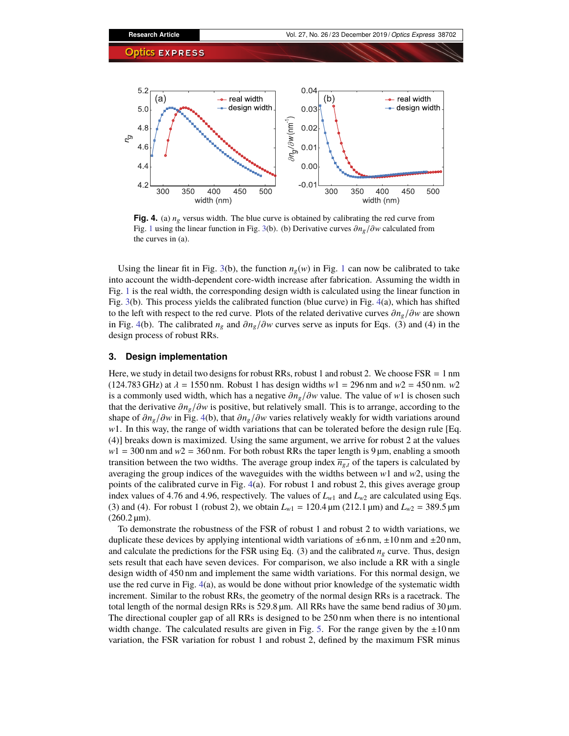**Fig. 4.** (a) $n_g$ versus width. The blue curve is obtained by calibrating the red curve from Fig. 1 using the linear function in Fig. 3(b). (b) Derivative curves $\partial n_g/\partial w$ calculated from the curves in (a).

Using the linear fit in Fig. 3(b), the function $n_g(w)$ in Fig. 1 can now be calibrated to take into account the width-dependent core-width increase after fabrication. Assuming the width in Fig. 1 is the real width, the corresponding design width is calculated using the linear function in Fig. 3(b). This process yields the calibrated function (blue curve) in Fig. 4(a), which has shifted to the left with respect to the red curve. Plots of the related derivative curves $\partial n_g/\partial w$ are shown in Fig. 4(b). The calibrated $n_g$ and $\partial n_g/\partial w$ curves serve as inputs for Eqs. (3) and (4) in the design process of robust RRs.

## 3. Design implementation

Here, we study in detail two designs for robust RRs, robust 1 and robust 2. We choose FSR = 1 nm (124.783 GHz) at $\lambda = 1550$ nm. Robust 1 has design widths $w1 = 296$ nm and $w2 = 450$ nm. $w2$ is a commonly used width, which has a negative $\partial n_g/\partial w$ value. The value of $w1$ is chosen such that the derivative $\partial n_g/\partial w$ is positive, but relatively small. This is to arrange, according to the shape of $\partial n_g/\partial w$ in Fig. 4(b), that $\partial n_g/\partial w$ varies relatively weakly for width variations around $w1$. In this way, the range of width variations that can be tolerated before the design rule [Eq. (4)] breaks down is maximized. Using the same argument, we arrive for robust 2 at the values $w1 = 300$ nm and $w2 = 360$ nm. For both robust RRs the taper length is 9 µm, enabling a smooth transition between the two widths. The average group index $\overline{n_{g,t}}$ of the tapers is calculated by averaging the group indices of the waveguides with the widths between $w1$ and $w2$, using the points of the calibrated curve in Fig. 4(a). For robust 1 and robust 2, this gives average group index values of 4.76 and 4.96, respectively. The values of $L_{w1}$ and $L_{w2}$ are calculated using Eqs. (3) and (4). For robust 1 (robust 2), we obtain $L_{w1} = 120.4$ µm (212.1 µm) and $L_{w2} = 389.5$ µm (260.2 µm).

To demonstrate the robustness of the FSR of robust 1 and robust 2 to width variations, we duplicate these devices by applying intentional width variations of ±6 nm, ±10 nm and ±20 nm, and calculate the predictions for the FSR using Eq. (3) and the calibrated $n_g$ curve. Thus, design sets result that each have seven devices. For comparison, we also include a RR with a single design width of 450 nm and implement the same width variations. For this normal design, we use the red curve in Fig. 4(a), as would be done without prior knowledge of the systematic width increment. Similar to the robust RRs, the geometry of the normal design RRs is a racetrack. The total length of the normal design RRs is 529.8 µm. All RRs have the same bend radius of 30 µm. The directional coupler gap of all RRs is designed to be 250 nm when there is no intentional width change. The calculated results are given in Fig. 5. For the range given by the ±10 nm variation, the FSR variation for robust 1 and robust 2, defined by the maximum FSR minus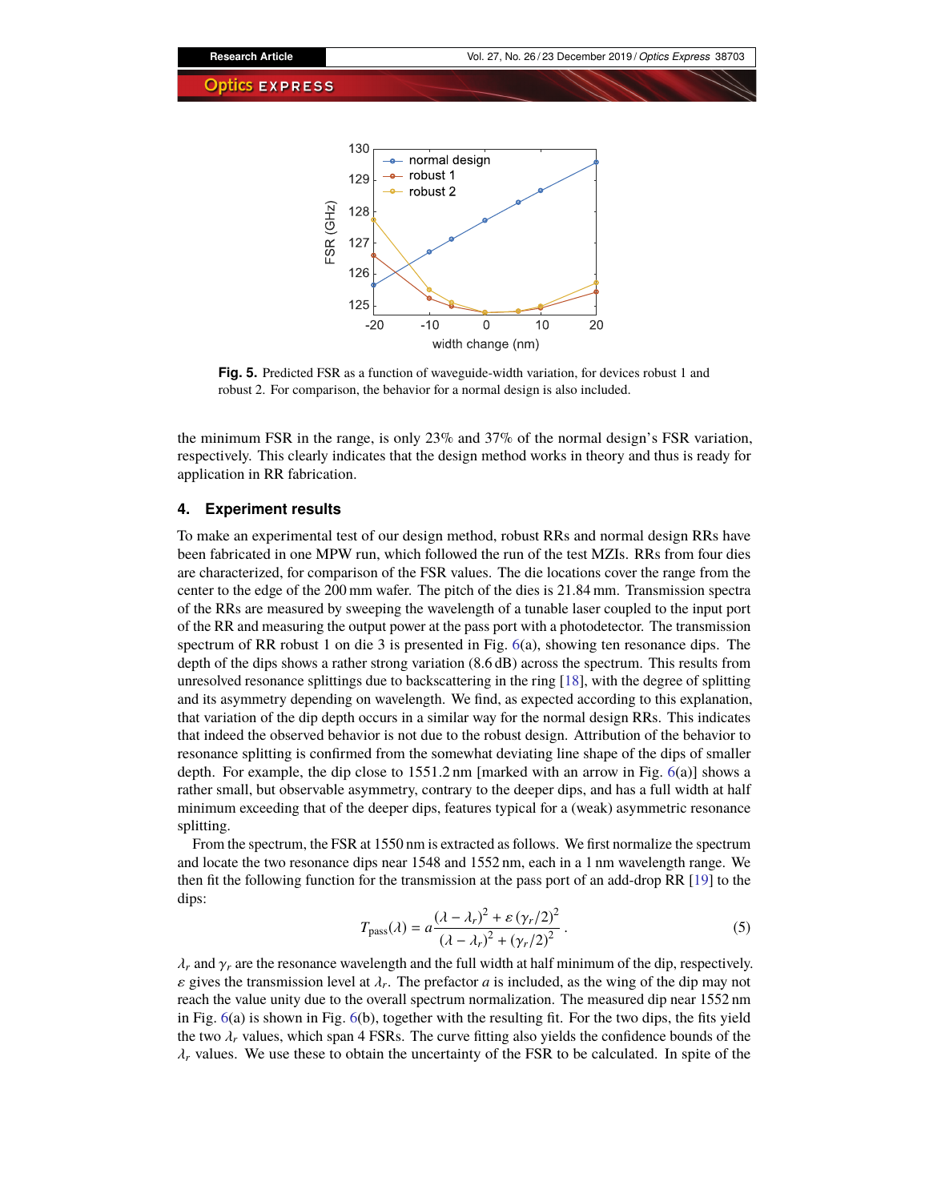**Fig. 5.** Predicted FSR as a function of waveguide-width variation, for devices robust 1 and robust 2. For comparison, the behavior for a normal design is also included.

the minimum FSR in the range, is only 23% and 37% of the normal design's FSR variation, respectively. This clearly indicates that the design method works in theory and thus is ready for application in RR fabrication.

## 4. Experiment results

To make an experimental test of our design method, robust RRs and normal design RRs have been fabricated in one MPW run, which followed the run of the test MZIs. RRs from four dies are characterized, for comparison of the FSR values. The die locations cover the range from the center to the edge of the 200 mm wafer. The pitch of the dies is 21.84 mm. Transmission spectra of the RRs are measured by sweeping the wavelength of a tunable laser coupled to the input port of the RR and measuring the output power at the pass port with a photodetector. The transmission spectrum of RR robust 1 on die 3 is presented in Fig. 6(a), showing ten resonance dips. The depth of the dips shows a rather strong variation (8.6 dB) across the spectrum. This results from unresolved resonance splittings due to backscattering in the ring [18], with the degree of splitting and its asymmetry depending on wavelength. We find, as expected according to this explanation, that variation of the dip depth occurs in a similar way for the normal design RRs. This indicates that indeed the observed behavior is not due to the robust design. Attribution of the behavior to resonance splitting is confirmed from the somewhat deviating line shape of the dips of smaller depth. For example, the dip close to 1551.2 nm [marked with an arrow in Fig. 6(a)] shows a rather small, but observable asymmetry, contrary to the deeper dips, and has a full width at half minimum exceeding that of the deeper dips, features typical for a (weak) asymmetric resonance splitting.

From the spectrum, the FSR at 1550 nm is extracted as follows. We first normalize the spectrum and locate the two resonance dips near 1548 and 1552 nm, each in a 1 nm wavelength range. We then fit the following function for the transmission at the pass port of an add-drop RR [19] to the dips:

$$T_{\text{pass}}(\lambda) = a\frac{(\lambda - \lambda_r)^2 + \varepsilon\,(\gamma_r/2)^2}{(\lambda - \lambda_r)^2 + (\gamma_r/2)^2}\,. \tag{5}$$

$\lambda_r$ and $\gamma_r$ are the resonance wavelength and the full width at half minimum of the dip, respectively. $\varepsilon$ gives the transmission level at $\lambda_r$. The prefactor $a$ is included, as the wing of the dip may not reach the value unity due to the overall spectrum normalization. The measured dip near 1552 nm in Fig. 6(a) is shown in Fig. 6(b), together with the resulting fit. For the two dips, the fits yield the two $\lambda_r$ values, which span 4 FSRs. The curve fitting also yields the confidence bounds of the $\lambda_r$ values. We use these to obtain the uncertainty of the FSR to be calculated. In spite of the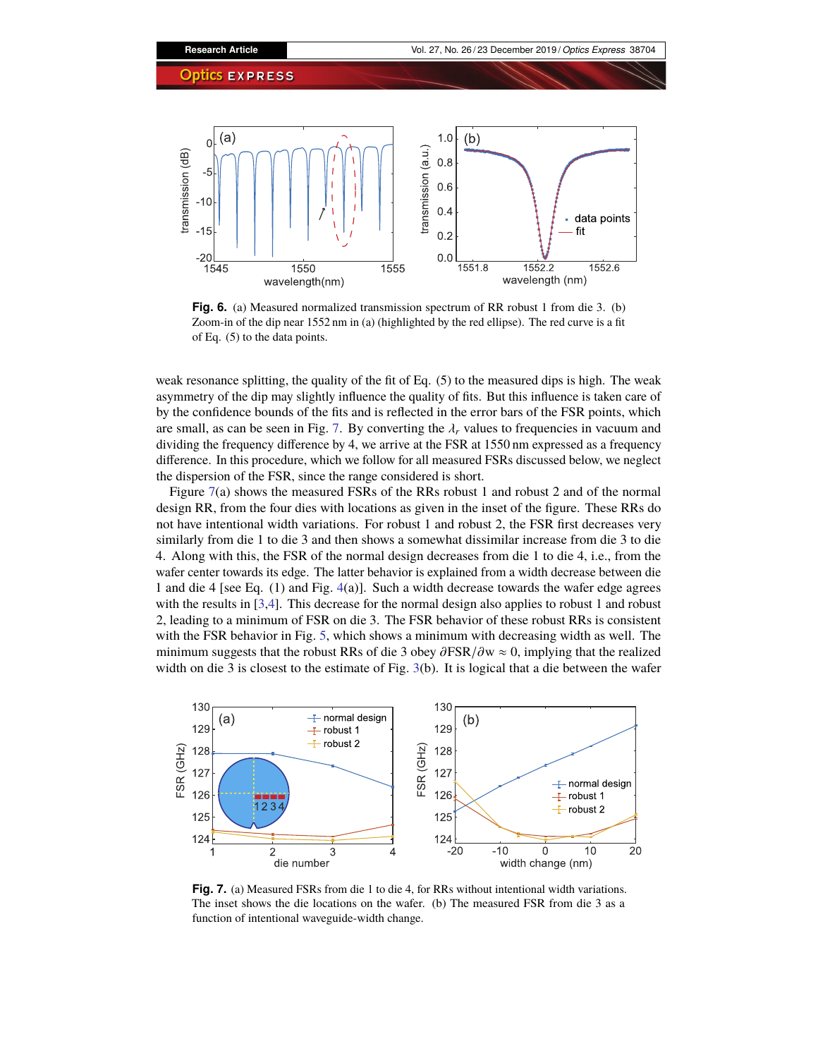**Fig. 6.** (a) Measured normalized transmission spectrum of RR robust 1 from die 3. (b) Zoom-in of the dip near 1552 nm in (a) (highlighted by the red ellipse). The red curve is a fit of Eq. (5) to the data points.

weak resonance splitting, the quality of the fit of Eq. (5) to the measured dips is high. The weak asymmetry of the dip may slightly influence the quality of fits. But this influence is taken care of by the confidence bounds of the fits and is reflected in the error bars of the FSR points, which are small, as can be seen in Fig. 7. By converting the $\lambda_r$ values to frequencies in vacuum and dividing the frequency difference by 4, we arrive at the FSR at 1550 nm expressed as a frequency difference. In this procedure, which we follow for all measured FSRs discussed below, we neglect the dispersion of the FSR, since the range considered is short.

Figure 7(a) shows the measured FSRs of the RRs robust 1 and robust 2 and of the normal design RR, from the four dies with locations as given in the inset of the figure. These RRs do not have intentional width variations. For robust 1 and robust 2, the FSR first decreases very similarly from die 1 to die 3 and then shows a somewhat dissimilar increase from die 3 to die 4. Along with this, the FSR of the normal design decreases from die 1 to die 4, i.e., from the wafer center towards its edge. The latter behavior is explained from a width decrease between die 1 and die 4 [see Eq. (1) and Fig. 4(a)]. Such a width decrease towards the wafer edge agrees with the results in [3,4]. This decrease for the normal design also applies to robust 1 and robust 2, leading to a minimum of FSR on die 3. The FSR behavior of these robust RRs is consistent with the FSR behavior in Fig. 5, which shows a minimum with decreasing width as well. The minimum suggests that the robust RRs of die 3 obey $\partial\text{FSR}/\partial w \approx 0$, implying that the realized width on die 3 is closest to the estimate of Fig. 3(b). It is logical that a die between the wafer

**Fig. 7.** (a) Measured FSRs from die 1 to die 4, for RRs without intentional width variations. The inset shows the die locations on the wafer. (b) The measured FSR from die 3 as a function of intentional waveguide-width change.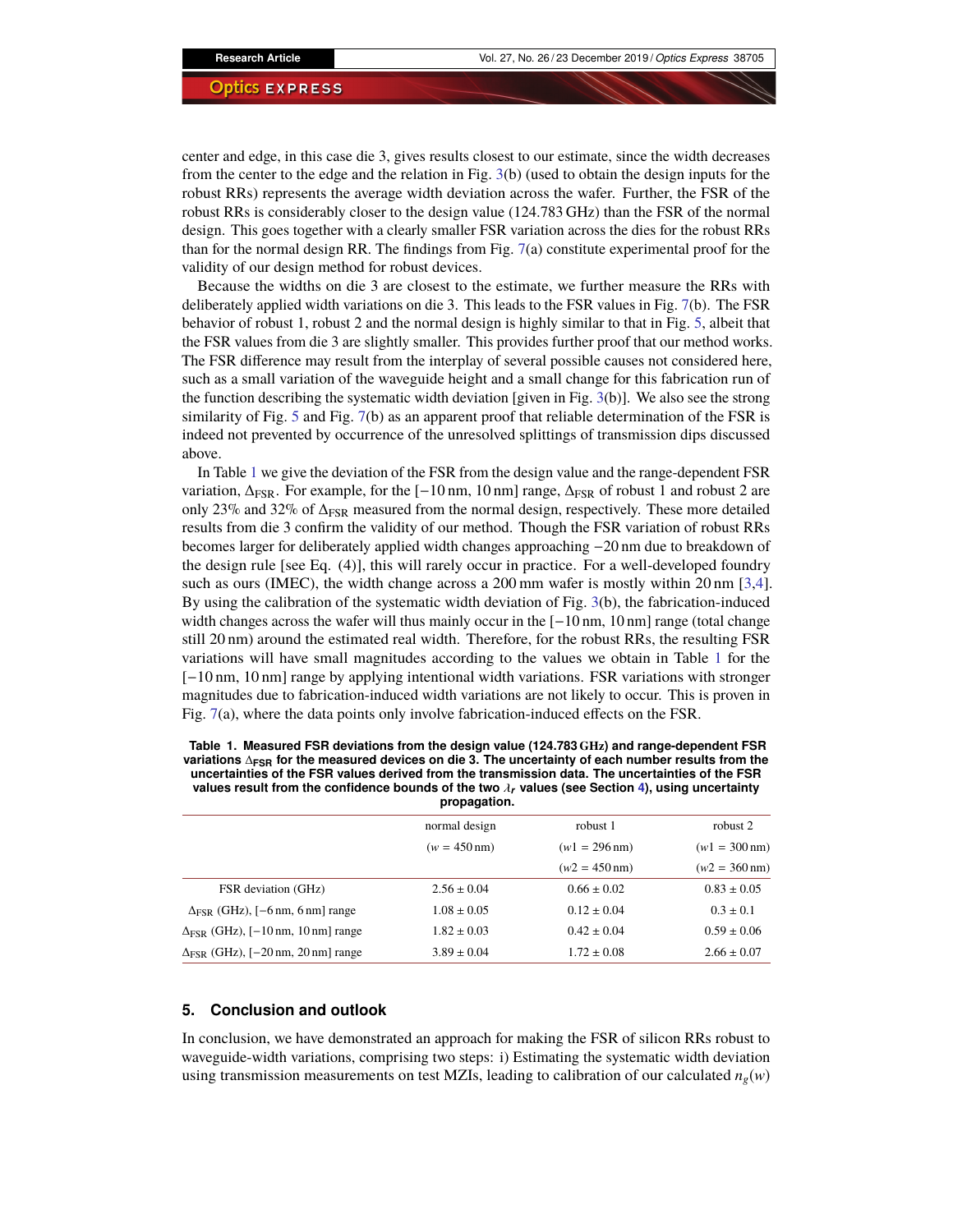center and edge, in this case die 3, gives results closest to our estimate, since the width decreases from the center to the edge and the relation in Fig. 3(b) (used to obtain the design inputs for the robust RRs) represents the average width deviation across the wafer. Further, the FSR of the robust RRs is considerably closer to the design value (124.783 GHz) than the FSR of the normal design. This goes together with a clearly smaller FSR variation across the dies for the robust RRs than for the normal design RR. The findings from Fig. 7(a) constitute experimental proof for the validity of our design method for robust devices.

Because the widths on die 3 are closest to the estimate, we further measure the RRs with deliberately applied width variations on die 3. This leads to the FSR values in Fig. 7(b). The FSR behavior of robust 1, robust 2 and the normal design is highly similar to that in Fig. 5, albeit that the FSR values from die 3 are slightly smaller. This provides further proof that our method works. The FSR difference may result from the interplay of several possible causes not considered here, such as a small variation of the waveguide height and a small change for this fabrication run of the function describing the systematic width deviation [given in Fig. 3(b)]. We also see the strong similarity of Fig. 5 and Fig. 7(b) as an apparent proof that reliable determination of the FSR is indeed not prevented by occurrence of the unresolved splittings of transmission dips discussed above.

In Table 1 we give the deviation of the FSR from the design value and the range-dependent FSR variation, $\Delta_{\mathrm{FSR}}$. For example, for the [−10 nm, 10 nm] range, $\Delta_{\mathrm{FSR}}$ of robust 1 and robust 2 are only 23% and 32% of $\Delta_{\mathrm{FSR}}$ measured from the normal design, respectively. These more detailed results from die 3 confirm the validity of our method. Though the FSR variation of robust RRs becomes larger for deliberately applied width changes approaching −20 nm due to breakdown of the design rule [see Eq. (4)], this will rarely occur in practice. For a well-developed foundry such as ours (IMEC), the width change across a 200 mm wafer is mostly within 20 nm [3,4]. By using the calibration of the systematic width deviation of Fig. 3(b), the fabrication-induced width changes across the wafer will thus mainly occur in the [−10 nm, 10 nm] range (total change still 20 nm) around the estimated real width. Therefore, for the robust RRs, the resulting FSR variations will have small magnitudes according to the values we obtain in Table 1 for the [−10 nm, 10 nm] range by applying intentional width variations. FSR variations with stronger magnitudes due to fabrication-induced width variations are not likely to occur. This is proven in Fig. 7(a), where the data points only involve fabrication-induced effects on the FSR.

**Table 1. Measured FSR deviations from the design value (124.783 GHz) and range-dependent FSR variations $\Delta_{\mathrm{FSR}}$ for the measured devices on die 3. The uncertainty of each number results from the uncertainties of the FSR values derived from the transmission data. The uncertainties of the FSR values result from the confidence bounds of the two $\lambda_r$ values (see Section 4), using uncertainty propagation.**

| | normal design ($w$ = 450 nm) | robust 1 ($w1$ = 296 nm) ($w2$ = 450 nm) | robust 2 ($w1$ = 300 nm) ($w2$ = 360 nm) |
|---|---|---|---|
| FSR deviation (GHz) | 2.56 ± 0.04 | 0.66 ± 0.02 | 0.83 ± 0.05 |
| $\Delta_{\mathrm{FSR}}$ (GHz), [−6 nm, 6 nm] range | 1.08 ± 0.05 | 0.12 ± 0.04 | 0.3 ± 0.1 |
| $\Delta_{\mathrm{FSR}}$ (GHz), [−10 nm, 10 nm] range | 1.82 ± 0.03 | 0.42 ± 0.04 | 0.59 ± 0.06 |
| $\Delta_{\mathrm{FSR}}$ (GHz), [−20 nm, 20 nm] range | 3.89 ± 0.04 | 1.72 ± 0.08 | 2.66 ± 0.07 |

## 5. Conclusion and outlook

In conclusion, we have demonstrated an approach for making the FSR of silicon RRs robust to waveguide-width variations, comprising two steps: i) Estimating the systematic width deviation using transmission measurements on test MZIs, leading to calibration of our calculated $n_g(w)$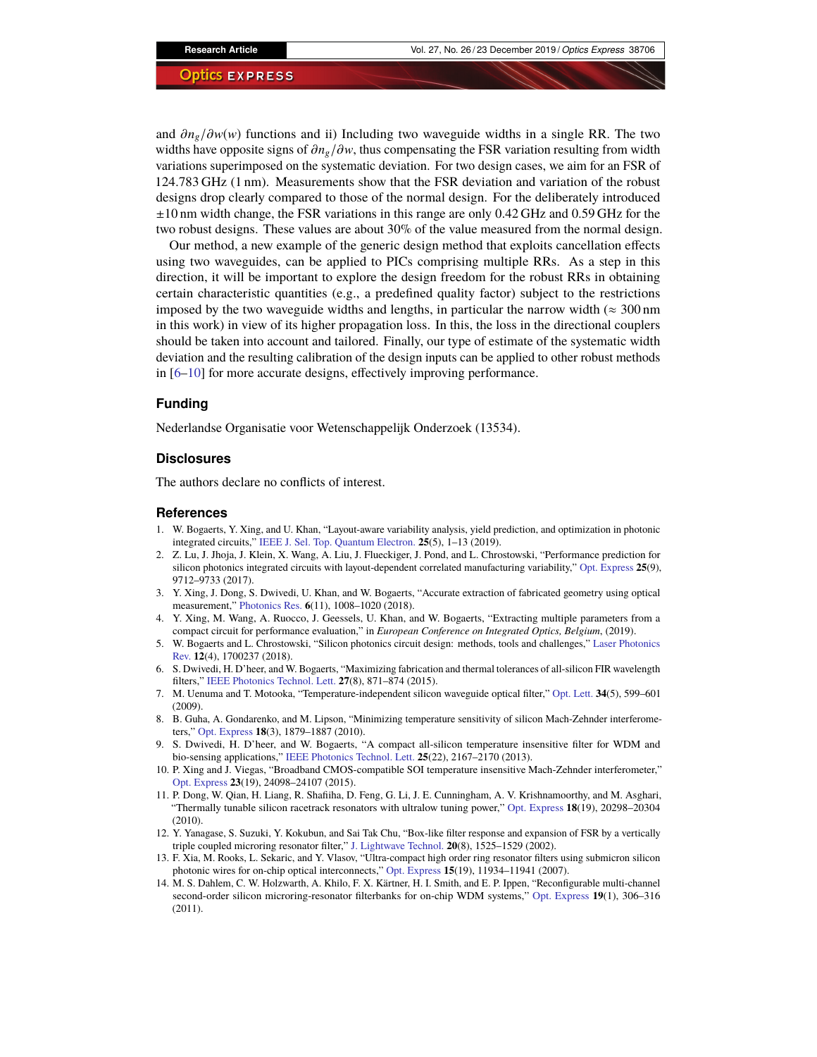and $\partial n_g/\partial w(w)$ functions and ii) Including two waveguide widths in a single RR. The two widths have opposite signs of $\partial n_g/\partial w$, thus compensating the FSR variation resulting from width variations superimposed on the systematic deviation. For two design cases, we aim for an FSR of 124.783 GHz (1 nm). Measurements show that the FSR deviation and variation of the robust designs drop clearly compared to those of the normal design. For the deliberately introduced $\pm 10$ nm width change, the FSR variations in this range are only 0.42 GHz and 0.59 GHz for the two robust designs. These values are about 30% of the value measured from the normal design.

Our method, a new example of the generic design method that exploits cancellation effects using two waveguides, can be applied to PICs comprising multiple RRs. As a step in this direction, it will be important to explore the design freedom for the robust RRs in obtaining certain characteristic quantities (e.g., a predefined quality factor) subject to the restrictions imposed by the two waveguide widths and lengths, in particular the narrow width ($\approx 300$ nm in this work) in view of its higher propagation loss. In this, the loss in the directional couplers should be taken into account and tailored. Finally, our type of estimate of the systematic width deviation and the resulting calibration of the design inputs can be applied to other robust methods in [6–10] for more accurate designs, effectively improving performance.

## Funding

Nederlandse Organisatie voor Wetenschappelijk Onderzoek (13534).

## Disclosures

The authors declare no conflicts of interest.

## References

1. W. Bogaerts, Y. Xing, and U. Khan, "Layout-aware variability analysis, yield prediction, and optimization in photonic integrated circuits," IEEE J. Sel. Top. Quantum Electron. **25**(5), 1–13 (2019).
2. Z. Lu, J. Jhoja, J. Klein, X. Wang, A. Liu, J. Flueckiger, J. Pond, and L. Chrostowski, "Performance prediction for silicon photonics integrated circuits with layout-dependent correlated manufacturing variability," Opt. Express **25**(9), 9712–9733 (2017).
3. Y. Xing, J. Dong, S. Dwivedi, U. Khan, and W. Bogaerts, "Accurate extraction of fabricated geometry using optical measurement," Photonics Res. **6**(11), 1008–1020 (2018).
4. Y. Xing, M. Wang, A. Ruocco, J. Geessels, U. Khan, and W. Bogaerts, "Extracting multiple parameters from a compact circuit for performance evaluation," in *European Conference on Integrated Optics, Belgium*, (2019).
5. W. Bogaerts and L. Chrostowski, "Silicon photonics circuit design: methods, tools and challenges," Laser Photonics Rev. **12**(4), 1700237 (2018).
6. S. Dwivedi, H. D'heer, and W. Bogaerts, "Maximizing fabrication and thermal tolerances of all-silicon FIR wavelength filters," IEEE Photonics Technol. Lett. **27**(8), 871–874 (2015).
7. M. Uenuma and T. Motooka, "Temperature-independent silicon waveguide optical filter," Opt. Lett. **34**(5), 599–601 (2009).
8. B. Guha, A. Gondarenko, and M. Lipson, "Minimizing temperature sensitivity of silicon Mach-Zehnder interferometers," Opt. Express **18**(3), 1879–1887 (2010).
9. S. Dwivedi, H. D'heer, and W. Bogaerts, "A compact all-silicon temperature insensitive filter for WDM and bio-sensing applications," IEEE Photonics Technol. Lett. **25**(22), 2167–2170 (2013).
10. P. Xing and J. Viegas, "Broadband CMOS-compatible SOI temperature insensitive Mach-Zehnder interferometer," Opt. Express **23**(19), 24098–24107 (2015).
11. P. Dong, W. Qian, H. Liang, R. Shafiiha, D. Feng, G. Li, J. E. Cunningham, A. V. Krishnamoorthy, and M. Asghari, "Thermally tunable silicon racetrack resonators with ultralow tuning power," Opt. Express **18**(19), 20298–20304 (2010).
12. Y. Yanagase, S. Suzuki, Y. Kokubun, and Sai Tak Chu, "Box-like filter response and expansion of FSR by a vertically triple coupled microring resonator filter," J. Lightwave Technol. **20**(8), 1525–1529 (2002).
13. F. Xia, M. Rooks, L. Sekaric, and Y. Vlasov, "Ultra-compact high order ring resonator filters using submicron silicon photonic wires for on-chip optical interconnects," Opt. Express **15**(19), 11934–11941 (2007).
14. M. S. Dahlem, C. W. Holzwarth, A. Khilo, F. X. Kärtner, H. I. Smith, and E. P. Ippen, "Reconfigurable multi-channel second-order silicon microring-resonator filterbanks for on-chip WDM systems," Opt. Express **19**(1), 306–316 (2011).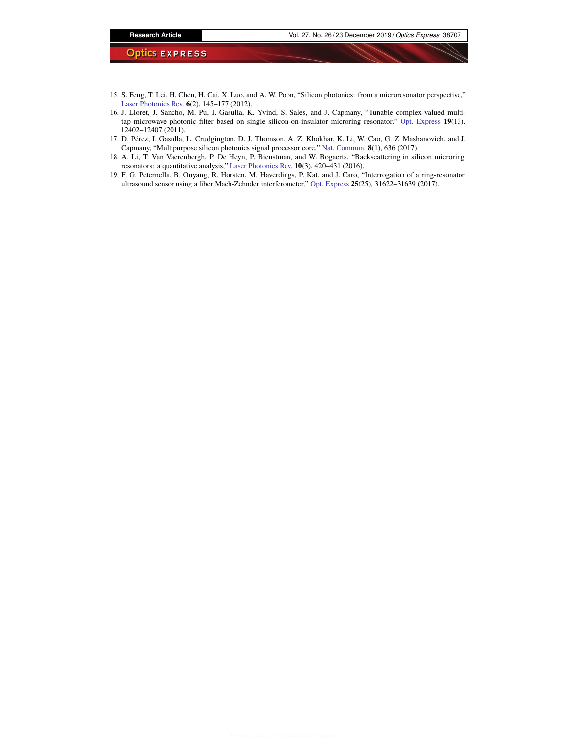15. S. Feng, T. Lei, H. Chen, H. Cai, X. Luo, and A. W. Poon, "Silicon photonics: from a microresonator perspective," Laser Photonics Rev. **6**(2), 145–177 (2012).
16. J. Lloret, J. Sancho, M. Pu, I. Gasulla, K. Yvind, S. Sales, and J. Capmany, "Tunable complex-valued multi-tap microwave photonic filter based on single silicon-on-insulator microring resonator," Opt. Express **19**(13), 12402–12407 (2011).
17. D. Pérez, I. Gasulla, L. Crudgington, D. J. Thomson, A. Z. Khokhar, K. Li, W. Cao, G. Z. Mashanovich, and J. Capmany, "Multipurpose silicon photonics signal processor core," Nat. Commun. **8**(1), 636 (2017).
18. A. Li, T. Van Vaerenbergh, P. De Heyn, P. Bienstman, and W. Bogaerts, "Backscattering in silicon microring resonators: a quantitative analysis," Laser Photonics Rev. **10**(3), 420–431 (2016).
19. F. G. Peternella, B. Ouyang, R. Horsten, M. Haverdings, P. Kat, and J. Caro, "Interrogation of a ring-resonator ultrasound sensor using a fiber Mach-Zehnder interferometer," Opt. Express **25**(25), 31622–31639 (2017).